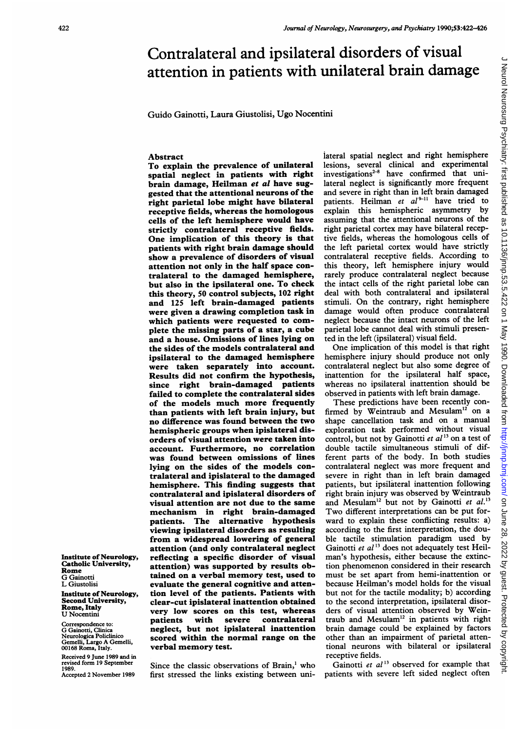# Contralateral and ipsilateral disorders of visual attention in patients with unilateral brain damage

Guido Gainotti, Laura Giustolisi, Ugo Nocentini

## Abstract

**To explain the prevalence of unilateral spatial neglect in patients with right brain damage, Heilman *et al* have suggested that the attentional neurons of the right parietal lobe might have bilateral receptive fields, whereas the homologous cells of the left hemisphere would have strictly contralateral receptive fields. One implication of this theory is that patients with right brain damage should show a prevalence of disorders of visual attention not only in the half space contralateral to the damaged hemisphere, but also in the ipsilateral one. To check this theory, 50 control subjects, 102 right and 125 left brain-damaged patients were given a drawing completion task in which patients were requested to complete the missing parts of a star, a cube and a house. Omissions of lines lying on the sides of the models contralateral and ipsilateral to the damaged hemisphere were taken separately into account. Results did not confirm the hypothesis, since right brain-damaged patients failed to complete the contralateral sides of the models much more frequently than patients with left brain injury, but no difference was found between the two hemispheric groups when ipsilateral disorders of visual attention were taken into account. Furthermore, no correlation was found between omissions of lines lying on the sides of the models contralateral and ipsilateral to the damaged hemisphere. This finding suggests that contralateral and ipsilateral disorders of visual attention are not due to the same mechanism in right brain-damaged patients. The alternative hypothesis viewing ipsilateral disorders as resulting from a widespread lowering of general attention (and only contralateral neglect reflecting a specific disorder of visual attention) was supported by results obtained on a verbal memory test, used to evaluate the general cognitive and attention level of the patients. Patients with clear-cut ipsilateral inattention obtained very low scores on this test, whereas patients with severe contralateral neglect, but not ipsilateral inattention scored within the normal range on the verbal memory test.**

Institute of Neurology, Catholic University, Rome
G Gainotti
L Giustolisi

Institute of Neurology, Second University, Rome, Italy
U Nocentini

Correspondence to: G Gainotti, Clinica Neurologica Policlinico Gemelli, Largo A Gemelli, 00168 Roma, Italy.

Received 9 June 1989 and in revised form 19 September 1989.
Accepted 2 November 1989

Since the classic observations of Brain,[1] who first stressed the links existing between unilateral spatial neglect and right hemisphere lesions, several clinical and experimental investigations[2-8] have confirmed that unilateral neglect is significantly more frequent and severe in right than in left brain damaged patients. Heilman *et al*[9-11] have tried to explain this hemispheric asymmetry by assuming that the attentional neurons of the right parietal cortex may have bilateral receptive fields, whereas the homologous cells of the left parietal cortex would have strictly contralateral receptive fields. According to this theory, left hemisphere injury would rarely produce contralateral neglect because the intact cells of the right parietal lobe can deal with both contralateral and ipsilateral stimuli. On the contrary, right hemisphere damage would often produce contralateral neglect because the intact neurons of the left parietal lobe cannot deal with stimuli presented in the left (ipsilateral) visual field.

One implication of this model is that right hemisphere injury should produce not only contralateral neglect but also some degree of inattention for the ipsilateral half space, whereas no ipsilateral inattention should be observed in patients with left brain damage.

These predictions have been recently confirmed by Weintraub and Mesulam[12] on a shape cancellation task and on a manual exploration task performed without visual control, but not by Gainotti *et al*[13] on a test of double tactile simultaneous stimuli of different parts of the body. In both studies contralateral neglect was more frequent and severe in right than in left brain damaged patients, but ipsilateral inattention following right brain injury was observed by Weintraub and Mesulam[12] but not by Gainotti *et al*.[13] Two different interpretations can be put forward to explain these conflicting results: a) according to the first interpretation, the double tactile stimulation paradigm used by Gainotti *et al*[13] does not adequately test Heilman's hypothesis, either because the extinction phenomenon considered in their research must be set apart from hemi-inattention or because Heilman's model holds for the visual but not for the tactile modality; b) according to the second interpretation, ipsilateral disorders of visual attention observed by Weintraub and Mesulam[12] in patients with right brain damage could be explained by factors other than an impairment of parietal attentional neurons with bilateral or ipsilateral receptive fields.

Gainotti *et al*[13] observed for example that patients with severe left sided neglect often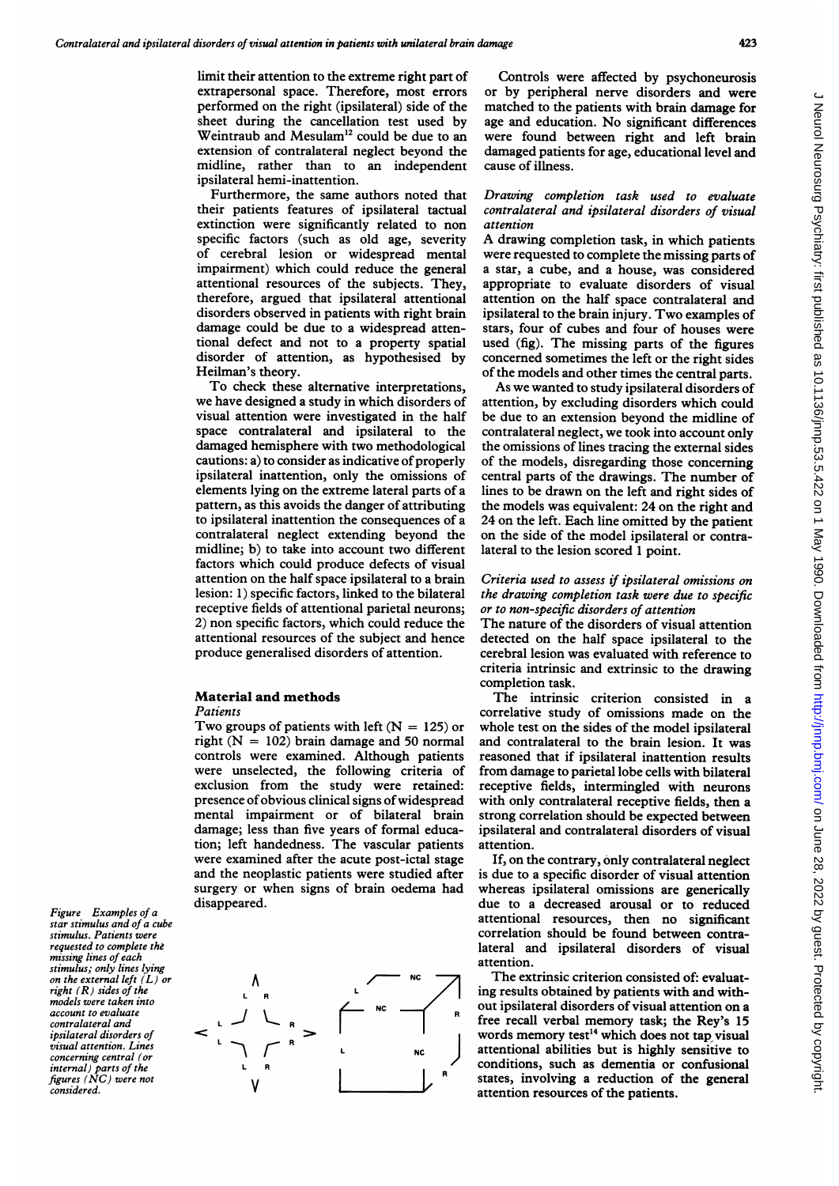limit their attention to the extreme right part of extrapersonal space. Therefore, most errors performed on the right (ipsilateral) side of the sheet during the cancellation test used by Weintraub and Mesulam[12] could be due to an extension of contralateral neglect beyond the midline, rather than to an independent ipsilateral hemi-inattention.

Furthermore, the same authors noted that their patients features of ipsilateral tactual extinction were significantly related to non specific factors (such as old age, severity of cerebral lesion or widespread mental impairment) which could reduce the general attentional resources of the subjects. They, therefore, argued that ipsilateral attentional disorders observed in patients with right brain damage could be due to a widespread attentional defect and not to a property spatial disorder of attention, as hypothesised by Heilman's theory.

To check these alternative interpretations, we have designed a study in which disorders of visual attention were investigated in the half space contralateral and ipsilateral to the damaged hemisphere with two methodological cautions: a) to consider as indicative of properly ipsilateral inattention, only the omissions of elements lying on the extreme lateral parts of a pattern, as this avoids the danger of attributing to ipsilateral inattention the consequences of a contralateral neglect extending beyond the midline; b) to take into account two different factors which could produce defects of visual attention on the half space ipsilateral to a brain lesion: 1) specific factors, linked to the bilateral receptive fields of attentional parietal neurons; 2) non specific factors, which could reduce the attentional resources of the subject and hence produce generalised disorders of attention.

## Material and methods

### Patients

Two groups of patients with left (N = 125) or right (N = 102) brain damage and 50 normal controls were examined. Although patients were unselected, the following criteria of exclusion from the study were retained: presence of obvious clinical signs of widespread mental impairment or of bilateral brain damage; less than five years of formal education; left handedness. The vascular patients were examined after the acute post-ictal stage and the neoplastic patients were studied after surgery or when signs of brain oedema had disappeared.

Controls were affected by psychoneurosis or by peripheral nerve disorders and were matched to the patients with brain damage for age and education. No significant differences were found between right and left brain damaged patients for age, educational level and cause of illness.

### *Drawing completion task used to evaluate contralateral and ipsilateral disorders of visual attention*

A drawing completion task, in which patients were requested to complete the missing parts of a star, a cube, and a house, was considered appropriate to evaluate disorders of visual attention on the half space contralateral and ipsilateral to the brain injury. Two examples of stars, four of cubes and four of houses were used (fig). The missing parts of the figures concerned sometimes the left or the right sides of the models and other times the central parts.

As we wanted to study ipsilateral disorders of attention, by excluding disorders which could be due to an extension beyond the midline of contralateral neglect, we took into account only the omissions of lines tracing the external sides of the models, disregarding those concerning central parts of the drawings. The number of lines to be drawn on the left and right sides of the models was equivalent: 24 on the right and 24 on the left. Each line omitted by the patient on the side of the model ipsilateral or contralateral to the lesion scored 1 point.

### *Criteria used to assess if ipsilateral omissions on the drawing completion task were due to specific or to non-specific disorders of attention*

The nature of the disorders of visual attention detected on the half space ipsilateral to the cerebral lesion was evaluated with reference to criteria intrinsic and extrinsic to the drawing completion task.

The intrinsic criterion consisted in a correlative study of omissions made on the whole test on the sides of the model ipsilateral and contralateral to the brain lesion. It was reasoned that if ipsilateral inattention results from damage to parietal lobe cells with bilateral receptive fields, intermingled with neurons with only contralateral receptive fields, then a strong correlation should be expected between ipsilateral and contralateral disorders of visual attention.

If, on the contrary, only contralateral neglect is due to a specific disorder of visual attention whereas ipsilateral omissions are generically due to a decreased arousal or to reduced attentional resources, then no significant correlation should be found between contralateral and ipsilateral disorders of visual attention.

The extrinsic criterion consisted of: evaluating results obtained by patients with and without ipsilateral disorders of visual attention on a free recall verbal memory task; the Rey's 15 words memory test[14] which does not tap visual attentional abilities but is highly sensitive to conditions, such as dementia or confusional states, involving a reduction of the general attention resources of the patients.

*Figure Examples of a star stimulus and of a cube stimulus. Patients were requested to complete the missing lines of each stimulus; only lines lying on the external left (L) or right (R) sides of the models were taken into account to evaluate contralateral and ipsilateral disorders of visual attention. Lines concerning central (or internal) parts of the figures (NC) were not considered.*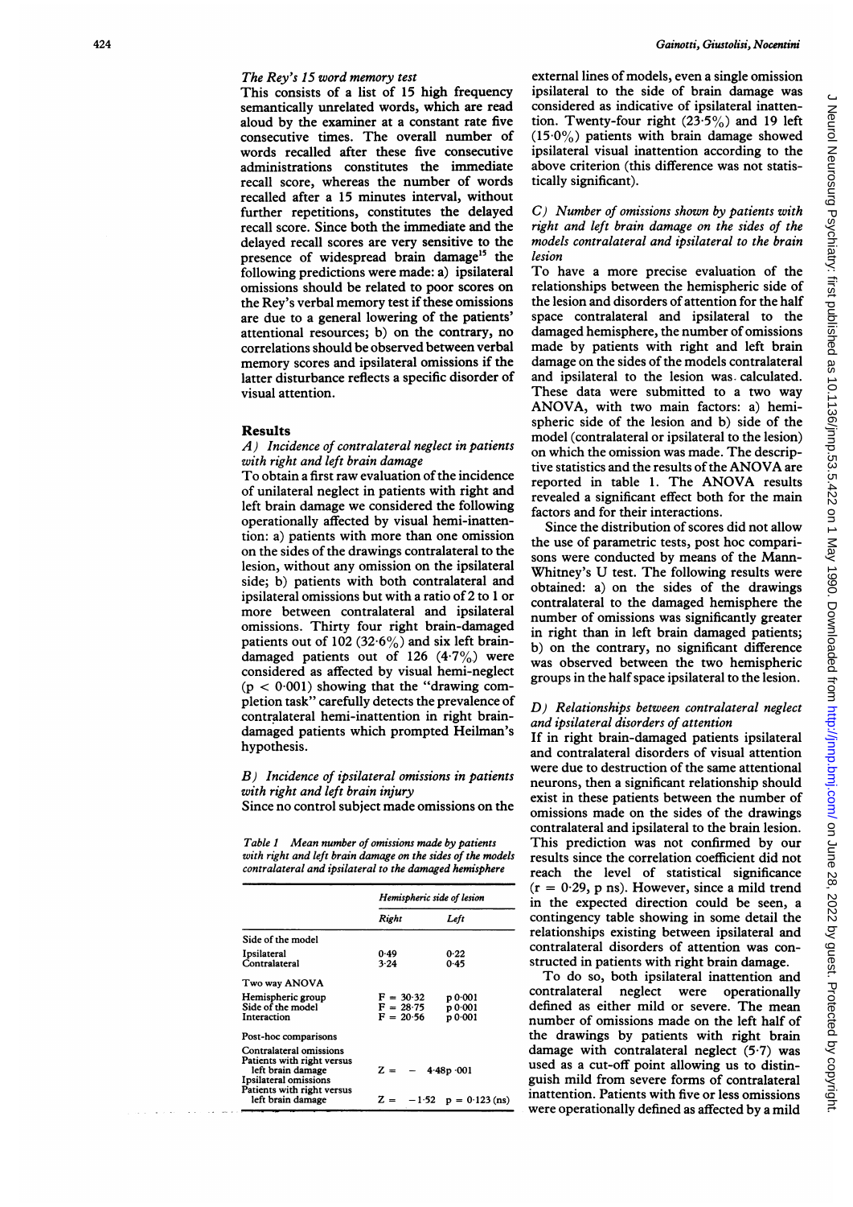### The Rey's 15 word memory test

This consists of a list of 15 high frequency semantically unrelated words, which are read aloud by the examiner at a constant rate five consecutive times. The overall number of words recalled after these five consecutive administrations constitutes the immediate recall score, whereas the number of words recalled after a 15 minutes interval, without further repetitions, constitutes the delayed recall score. Since both the immediate and the delayed recall scores are very sensitive to the presence of widespread brain damage[15] the following predictions were made: a) ipsilateral omissions should be related to poor scores on the Rey's verbal memory test if these omissions are due to a general lowering of the patients' attentional resources; b) on the contrary, no correlations should be observed between verbal memory scores and ipsilateral omissions if the latter disturbance reflects a specific disorder of visual attention.

## Results

### A) Incidence of contralateral neglect in patients with right and left brain damage

To obtain a first raw evaluation of the incidence of unilateral neglect in patients with right and left brain damage we considered the following operationally affected by visual hemi-inattention: a) patients with more than one omission on the sides of the drawings contralateral to the lesion, without any omission on the ipsilateral side; b) patients with both contralateral and ipsilateral omissions but with a ratio of 2 to 1 or more between contralateral and ipsilateral omissions. Thirty four right brain-damaged patients out of 102 (32·6%) and six left brain-damaged patients out of 126 (4·7%) were considered as affected by visual hemi-neglect ($p < 0·001$) showing that the "drawing completion task" carefully detects the prevalence of contralateral hemi-inattention in right brain-damaged patients which prompted Heilman's hypothesis.

### B) Incidence of ipsilateral omissions in patients with right and left brain injury

Since no control subject made omissions on the external lines of models, even a single omission ipsilateral to the side of brain damage was considered as indicative of ipsilateral inattention. Twenty-four right (23·5%) and 19 left (15·0%) patients with brain damage showed ipsilateral visual inattention according to the above criterion (this difference was not statistically significant).

Table 1 Mean number of omissions made by patients with right and left brain damage on the sides of the models contralateral and ipsilateral to the damaged hemisphere

| | Hemispheric side of lesion | |
|---|---|---|
| | Right | Left |
| Side of the model | | |
| Ipsilateral | 0·49 | 0·22 |
| Contralateral | 3·24 | 0·45 |
| Two way ANOVA | | |
| Hemispheric group | $F = 30·32$ | $p\,0·001$ |
| Side of the model | $F = 28·75$ | $p\,0·001$ |
| Interaction | $F = 20·56$ | $p\,0·001$ |
| Post-hoc comparisons | | |
| Contralateral omissions | | |
| Patients with right versus left brain damage | $Z = -4·48$ | $p\,·001$ |
| Ipsilateral omissions | | |
| Patients with right versus left brain damage | $Z = -1·52$ | $p = 0·123$ (ns) |

### C) Number of omissions shown by patients with right and left brain damage on the sides of the models contralateral and ipsilateral to the brain lesion

To have a more precise evaluation of the relationships between the hemispheric side of the lesion and disorders of attention for the half space contralateral and ipsilateral to the damaged hemisphere, the number of omissions made by patients with right and left brain damage on the sides of the models contralateral and ipsilateral to the lesion was calculated. These data were submitted to a two way ANOVA, with two main factors: a) hemispheric side of the lesion and b) side of the model (contralateral or ipsilateral to the lesion) on which the omission was made. The descriptive statistics and the results of the ANOVA are reported in table 1. The ANOVA results revealed a significant effect both for the main factors and for their interactions.

Since the distribution of scores did not allow the use of parametric tests, post hoc comparisons were conducted by means of the Mann-Whitney's U test. The following results were obtained: a) on the sides of the drawings contralateral to the damaged hemisphere the number of omissions was significantly greater in right than in left brain damaged patients; b) on the contrary, no significant difference was observed between the two hemispheric groups in the half space ipsilateral to the lesion.

### D) Relationships between contralateral neglect and ipsilateral disorders of attention

If in right brain-damaged patients ipsilateral and contralateral disorders of visual attention were due to destruction of the same attentional neurons, then a significant relationship should exist in these patients between the number of omissions made on the sides of the drawings contralateral and ipsilateral to the brain lesion. This prediction was not confirmed by our results since the correlation coefficient did not reach the level of statistical significance ($r = 0·29$, p ns). However, since a mild trend in the expected direction could be seen, a contingency table showing in some detail the relationships existing between ipsilateral and contralateral disorders of attention was constructed in patients with right brain damage.

To do so, both ipsilateral inattention and contralateral neglect were operationally defined as either mild or severe. The mean number of omissions made on the left half of the drawings by patients with right brain damage with contralateral neglect (5·7) was used as a cut-off point allowing us to distinguish mild from severe forms of contralateral inattention. Patients with five or less omissions were operationally defined as affected by a mild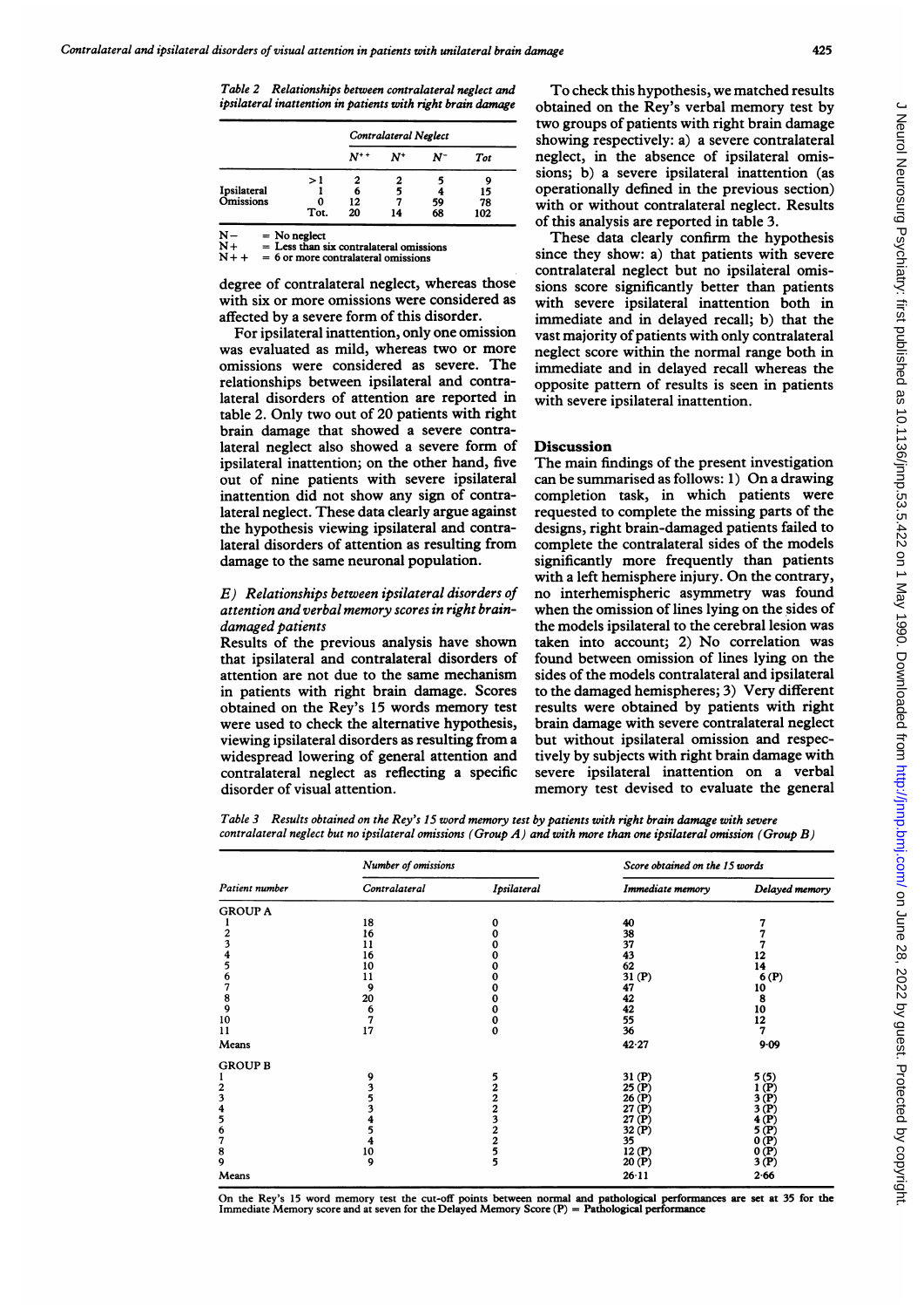Table 2 Relationships between contralateral neglect and ipsilateral inattention in patients with right brain damage

| | | Contralateral Neglect | | | |
|---|---|---|---|---|---|
| | | $N^{++}$ | $N^{+}$ | $N^{-}$ | Tot |
| Ipsilateral Omissions | >1 | 2 | 2 | 5 | 9 |
| | 1 | 6 | 5 | 4 | 15 |
| | 0 | 12 | 7 | 59 | 78 |
| | Tot. | 20 | 14 | 68 | 102 |

N− = No neglect
N+ = Less than six contralateral omissions
N++ = 6 or more contralateral omissions

degree of contralateral neglect, whereas those with six or more omissions were considered as affected by a severe form of this disorder.

For ipsilateral inattention, only one omission was evaluated as mild, whereas two or more omissions were considered as severe. The relationships between ipsilateral and contralateral disorders of attention are reported in table 2. Only two out of 20 patients with right brain damage that showed a severe contralateral neglect also showed a severe form of ipsilateral inattention; on the other hand, five out of nine patients with severe ipsilateral inattention did not show any sign of contralateral neglect. These data clearly argue against the hypothesis viewing ipsilateral and contralateral disorders of attention as resulting from damage to the same neuronal population.

### E) Relationships between ipsilateral disorders of attention and verbal memory scores in right brain-damaged patients

Results of the previous analysis have shown that ipsilateral and contralateral disorders of attention are not due to the same mechanism in patients with right brain damage. Scores obtained on the Rey's 15 words memory test were used to check the alternative hypothesis, viewing ipsilateral disorders as resulting from a widespread lowering of general attention and contralateral neglect as reflecting a specific disorder of visual attention.

To check this hypothesis, we matched results obtained on the Rey's verbal memory test by two groups of patients with right brain damage showing respectively: a) a severe contralateral neglect, in the absence of ipsilateral omissions; b) a severe ipsilateral inattention (as operationally defined in the previous section) with or without contralateral neglect. Results of this analysis are reported in table 3.

These data clearly confirm the hypothesis since they show: a) that patients with severe contralateral neglect but no ipsilateral omissions score significantly better than patients with severe ipsilateral inattention both in immediate and in delayed recall; b) that the vast majority of patients with only contralateral neglect score within the normal range both in immediate and in delayed recall whereas the opposite pattern of results is seen in patients with severe ipsilateral inattention.

## Discussion

The main findings of the present investigation can be summarised as follows: 1) On a drawing completion task, in which patients were requested to complete the missing parts of the designs, right brain-damaged patients failed to complete the contralateral sides of the models significantly more frequently than patients with a left hemisphere injury. On the contrary, no interhemispheric asymmetry was found when the omission of lines lying on the sides of the models ipsilateral to the cerebral lesion was taken into account; 2) No correlation was found between omission of lines lying on the sides of the models contralateral and ipsilateral to the damaged hemispheres; 3) Very different results were obtained by patients with right brain damage with severe contralateral neglect but without ipsilateral omission and respectively by subjects with right brain damage with severe ipsilateral inattention on a verbal memory test devised to evaluate the general

Table 3 Results obtained on the Rey's 15 word memory test by patients with right brain damage with severe contralateral neglect but no ipsilateral omissions (Group A) and with more than one ipsilateral omission (Group B)

| Patient number | Number of omissions | | Score obtained on the 15 words | |
|---|---|---|---|---|
| | Contralateral | Ipsilateral | Immediate memory | Delayed memory |
| GROUP A | | | | |
| 1 | 18 | 0 | 40 | 7 |
| 2 | 16 | 0 | 38 | 7 |
| 3 | 11 | 0 | 37 | 7 |
| 4 | 16 | 0 | 43 | 12 |
| 5 | 10 | 0 | 62 | 14 |
| 6 | 11 | 0 | 31 (P) | 6 (P) |
| 7 | 9 | 0 | 47 | 10 |
| 8 | 20 | 0 | 42 | 8 |
| 9 | 6 | 0 | 42 | 10 |
| 10 | 7 | 0 | 55 | 12 |
| 11 | 17 | 0 | 36 | 7 |
| Means | | | 42·27 | 9·09 |
| GROUP B | | | | |
| 1 | 9 | 5 | 31 (P) | 5 (5) |
| 2 | 3 | 2 | 25 (P) | 1 (P) |
| 3 | 5 | 2 | 26 (P) | 3 (P) |
| 4 | 3 | 2 | 27 (P) | 3 (P) |
| 5 | 4 | 3 | 27 (P) | 4 (P) |
| 6 | 5 | 2 | 32 (P) | 5 (P) |
| 7 | 4 | 2 | 35 | 0 (P) |
| 8 | 10 | 5 | 12 (P) | 0 (P) |
| 9 | 9 | 5 | 20 (P) | 3 (P) |
| Means | | | 26·11 | 2·66 |

On the Rey's 15 word memory test the cut-off points between normal and pathological performances are set at 35 for the Immediate Memory score and at seven for the Delayed Memory Score (P) = Pathological performance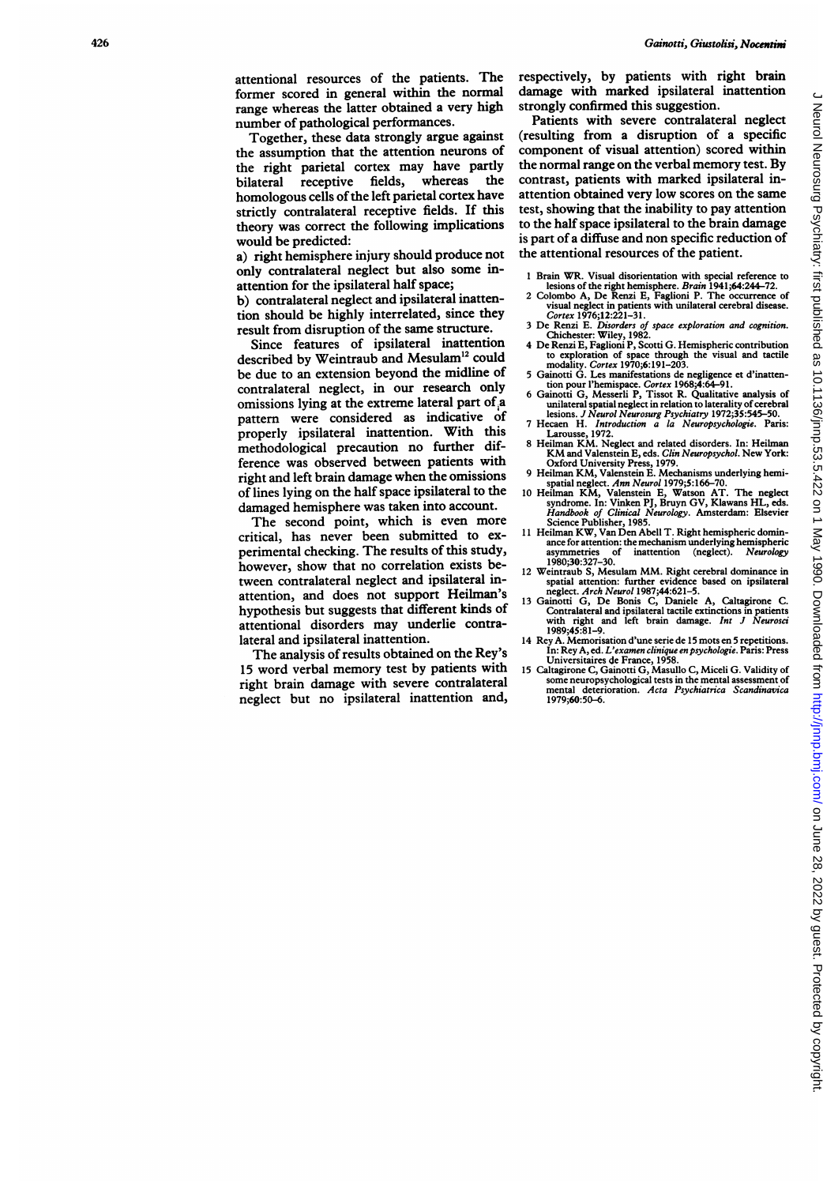attentional resources of the patients. The former scored in general within the normal range whereas the latter obtained a very high number of pathological performances.

Together, these data strongly argue against the assumption that the attention neurons of the right parietal cortex may have partly bilateral receptive fields, whereas the homologous cells of the left parietal cortex have strictly contralateral receptive fields. If this theory was correct the following implications would be predicted:

a) right hemisphere injury should produce not only contralateral neglect but also some inattention for the ipsilateral half space;

b) contralateral neglect and ipsilateral inattention should be highly interrelated, since they result from disruption of the same structure.

Since features of ipsilateral inattention described by Weintraub and Mesulam[12] could be due to an extension beyond the midline of contralateral neglect, in our research only omissions lying at the extreme lateral part of a pattern were considered as indicative of properly ipsilateral inattention. With this methodological precaution no further difference was observed between patients with right and left brain damage when the omissions of lines lying on the half space ipsilateral to the damaged hemisphere was taken into account.

The second point, which is even more critical, has never been submitted to experimental checking. The results of this study, however, show that no correlation exists between contralateral neglect and ipsilateral inattention, and does not support Heilman's hypothesis but suggests that different kinds of attentional disorders may underlie contralateral and ipsilateral inattention.

The analysis of results obtained on the Rey's 15 word verbal memory test by patients with right brain damage with severe contralateral neglect but no ipsilateral inattention and, respectively, by patients with right brain damage with marked ipsilateral inattention strongly confirmed this suggestion.

Patients with severe contralateral neglect (resulting from a disruption of a specific component of visual attention) scored within the normal range on the verbal memory test. By contrast, patients with marked ipsilateral inattention obtained very low scores on the same test, showing that the inability to pay attention to the half space ipsilateral to the brain damage is part of a diffuse and non specific reduction of the attentional resources of the patient.

1 Brain WR. Visual disorientation with special reference to lesions of the right hemisphere. *Brain* 1941;64:244–72.
2 Colombo A, De Renzi E, Faglioni P. The occurrence of visual neglect in patients with unilateral cerebral disease. *Cortex* 1976;12:221–31.
3 De Renzi E. *Disorders of space exploration and cognition.* Chichester: Wiley, 1982.
4 De Renzi E, Faglioni P, Scotti G. Hemispheric contribution to exploration of space through the visual and tactile modality. *Cortex* 1970;6:191–203.
5 Gainotti G. Les manifestations de negligence et d'inattention pour l'hemispace. *Cortex* 1968;4:64–91.
6 Gainotti G, Messerli P, Tissot R. Qualitative analysis of unilateral spatial neglect in relation to laterality of cerebral lesions. *J Neurol Neurosurg Psychiatry* 1972;35:545–50.
7 Hecaen H. *Introduction a la Neuropsychologie.* Paris: Larousse, 1972.
8 Heilman KM. Neglect and related disorders. In: Heilman KM and Valenstein E, eds. *Clin Neuropsychol.* New York: Oxford University Press, 1979.
9 Heilman KM, Valenstein E. Mechanisms underlying hemispatial neglect. *Ann Neurol* 1979;5:166–70.
10 Heilman KM, Valenstein E, Watson AT. The neglect syndrome. In: Vinken PJ, Bruyn GV, Klawans HL, eds. *Handbook of Clinical Neurology.* Amsterdam: Elsevier Science Publisher, 1985.
11 Heilman KW, Van Den Abell T. Right hemispheric dominance for attention: the mechanism underlying hemispheric asymmetries of inattention (neglect). *Neurology* 1980;30:327–30.
12 Weintraub S, Mesulam MM. Right cerebral dominance in spatial attention: further evidence based on ipsilateral neglect. *Arch Neurol* 1987;44:621–5.
13 Gainotti G, De Bonis C, Daniele A, Caltagirone C. Contralateral and ipsilateral tactile extinctions in patients with right and left brain damage. *Int J Neurosci* 1989;45:81–9.
14 Rey A. Memorisation d'une serie de 15 mots en 5 repetitions. In: Rey A, ed. *L'examen clinique en psychologie.* Paris: Press Universitaires de France, 1958.
15 Caltagirone C, Gainotti G, Masullo C, Miceli G. Validity of some neuropsychological tests in the mental assessment of mental deterioration. *Acta Psychiatrica Scandinavica* 1979;60:50–6.